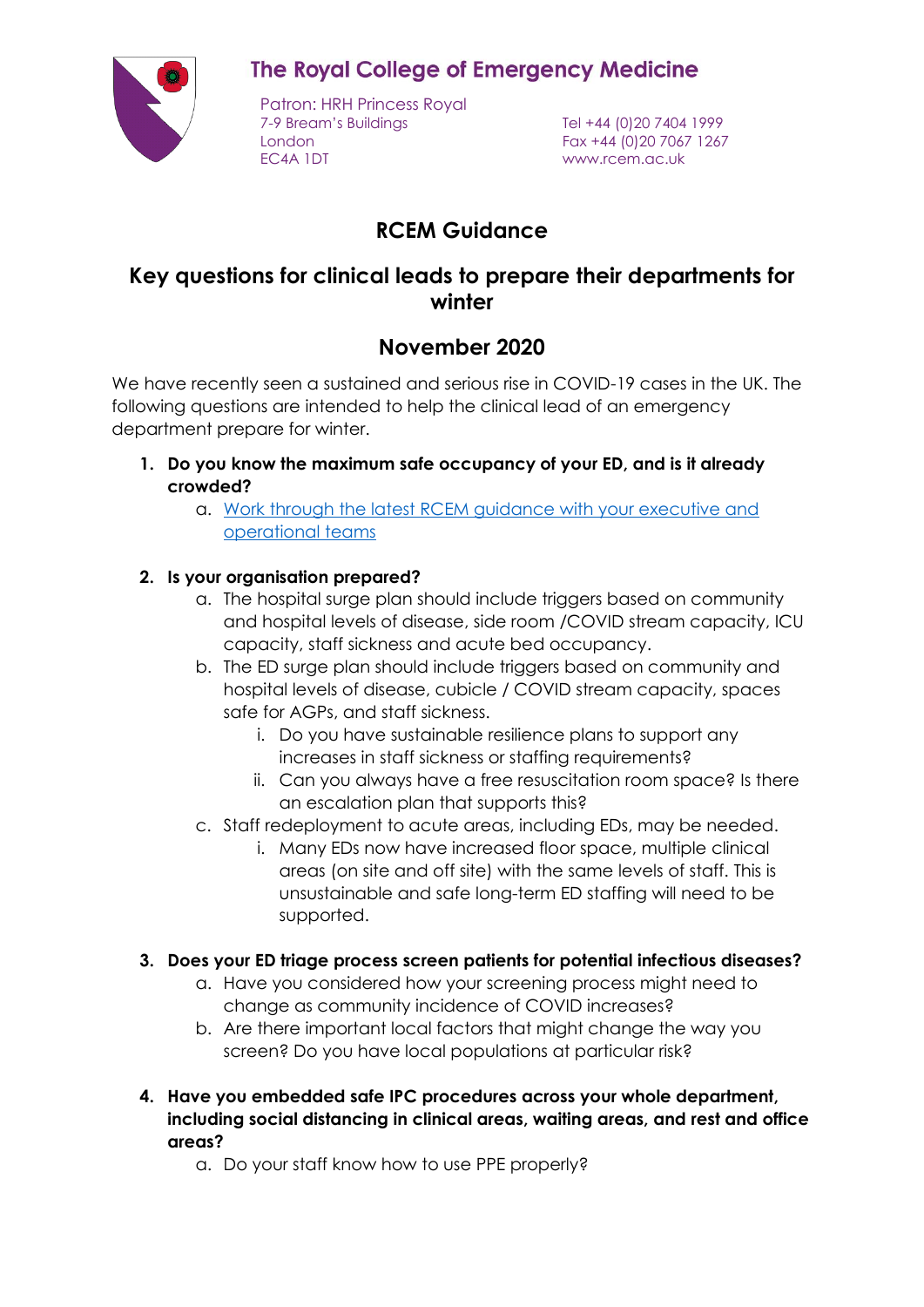# The Royal College of Emergency Medicine

Patron: HRH Princess Royal
7-9 Bream's Buildings
London
EC4A 1DT

Tel +44 (0)20 7404 1999
Fax +44 (0)20 7067 1267
www.rcem.ac.uk

## RCEM Guidance

## Key questions for clinical leads to prepare their departments for winter

## November 2020

We have recently seen a sustained and serious rise in COVID-19 cases in the UK. The following questions are intended to help the clinical lead of an emergency department prepare for winter.

1. **Do you know the maximum safe occupancy of your ED, and is it already crowded?**
   a. Work through the latest RCEM guidance with your executive and operational teams

2. **Is your organisation prepared?**
   a. The hospital surge plan should include triggers based on community and hospital levels of disease, side room /COVID stream capacity, ICU capacity, staff sickness and acute bed occupancy.
   b. The ED surge plan should include triggers based on community and hospital levels of disease, cubicle / COVID stream capacity, spaces safe for AGPs, and staff sickness.
      i. Do you have sustainable resilience plans to support any increases in staff sickness or staffing requirements?
      ii. Can you always have a free resuscitation room space? Is there an escalation plan that supports this?
   c. Staff redeployment to acute areas, including EDs, may be needed.
      i. Many EDs now have increased floor space, multiple clinical areas (on site and off site) with the same levels of staff. This is unsustainable and safe long-term ED staffing will need to be supported.

3. **Does your ED triage process screen patients for potential infectious diseases?**
   a. Have you considered how your screening process might need to change as community incidence of COVID increases?
   b. Are there important local factors that might change the way you screen? Do you have local populations at particular risk?

4. **Have you embedded safe IPC procedures across your whole department, including social distancing in clinical areas, waiting areas, and rest and office areas?**
   a. Do your staff know how to use PPE properly?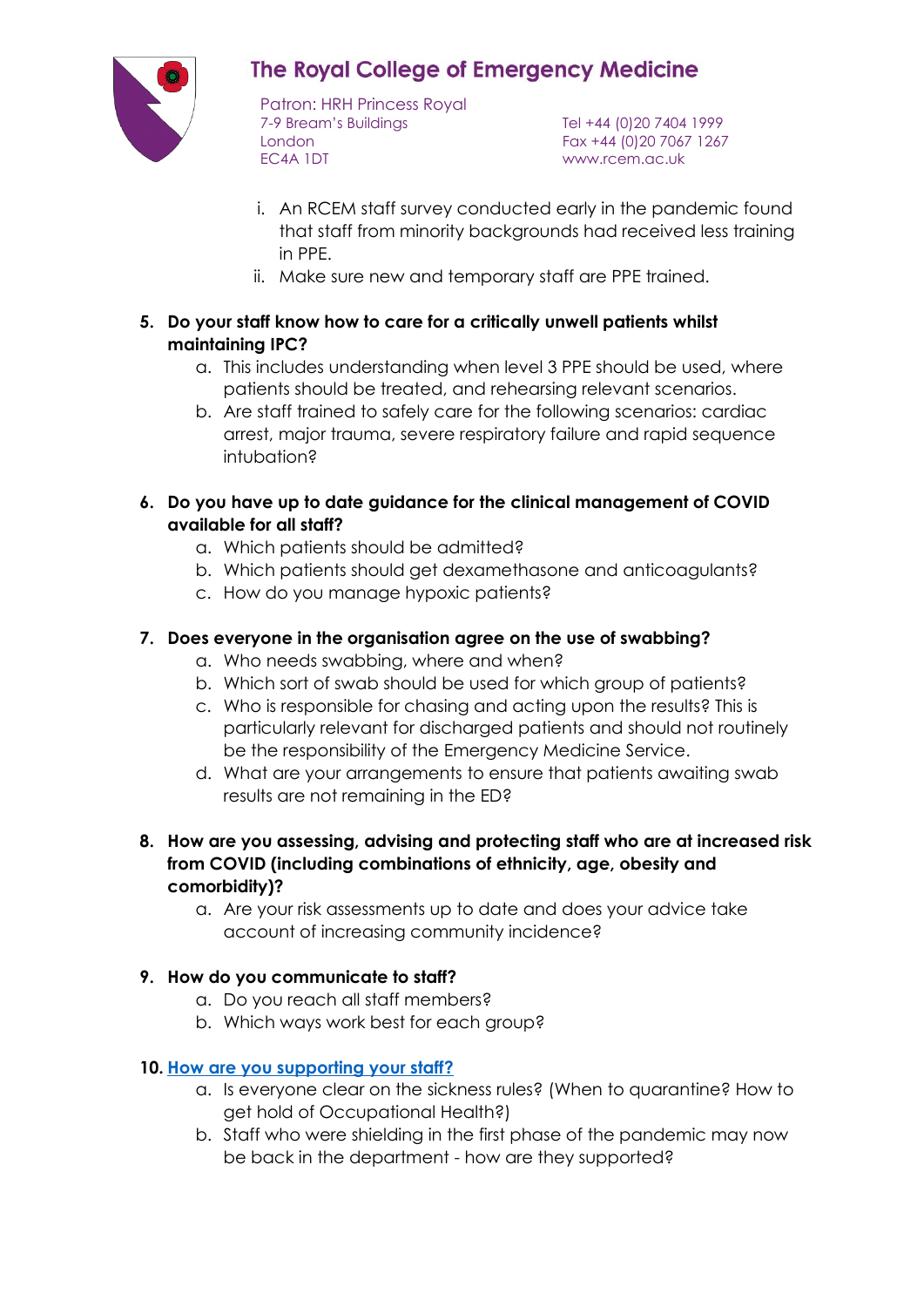i. An RCEM staff survey conducted early in the pandemic found that staff from minority backgrounds had received less training in PPE.
  ii. Make sure new and temporary staff are PPE trained.

5. **Do your staff know how to care for a critically unwell patients whilst maintaining IPC?**
   a. This includes understanding when level 3 PPE should be used, where patients should be treated, and rehearsing relevant scenarios.
   b. Are staff trained to safely care for the following scenarios: cardiac arrest, major trauma, severe respiratory failure and rapid sequence intubation?

6. **Do you have up to date guidance for the clinical management of COVID available for all staff?**
   a. Which patients should be admitted?
   b. Which patients should get dexamethasone and anticoagulants?
   c. How do you manage hypoxic patients?

7. **Does everyone in the organisation agree on the use of swabbing?**
   a. Who needs swabbing, where and when?
   b. Which sort of swab should be used for which group of patients?
   c. Who is responsible for chasing and acting upon the results? This is particularly relevant for discharged patients and should not routinely be the responsibility of the Emergency Medicine Service.
   d. What are your arrangements to ensure that patients awaiting swab results are not remaining in the ED?

8. **How are you assessing, advising and protecting staff who are at increased risk from COVID (including combinations of ethnicity, age, obesity and comorbidity)?**
   a. Are your risk assessments up to date and does your advice take account of increasing community incidence?

9. **How do you communicate to staff?**
   a. Do you reach all staff members?
   b. Which ways work best for each group?

10. **How are you supporting your staff?**
    a. Is everyone clear on the sickness rules? (When to quarantine? How to get hold of Occupational Health?)
    b. Staff who were shielding in the first phase of the pandemic may now be back in the department - how are they supported?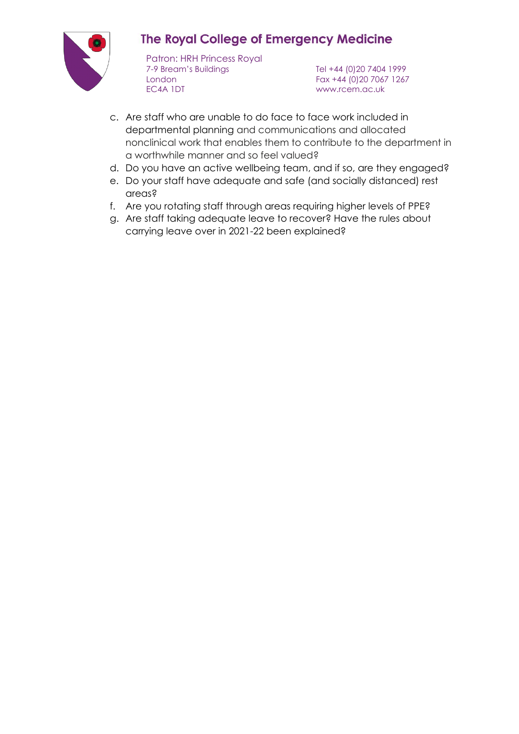c. Are staff who are unable to do face to face work included in departmental planning and communications and allocated nonclinical work that enables them to contribute to the department in a worthwhile manner and so feel valued?
d. Do you have an active wellbeing team, and if so, are they engaged?
e. Do your staff have adequate and safe (and socially distanced) rest areas?
f. Are you rotating staff through areas requiring higher levels of PPE?
g. Are staff taking adequate leave to recover? Have the rules about carrying leave over in 2021-22 been explained?